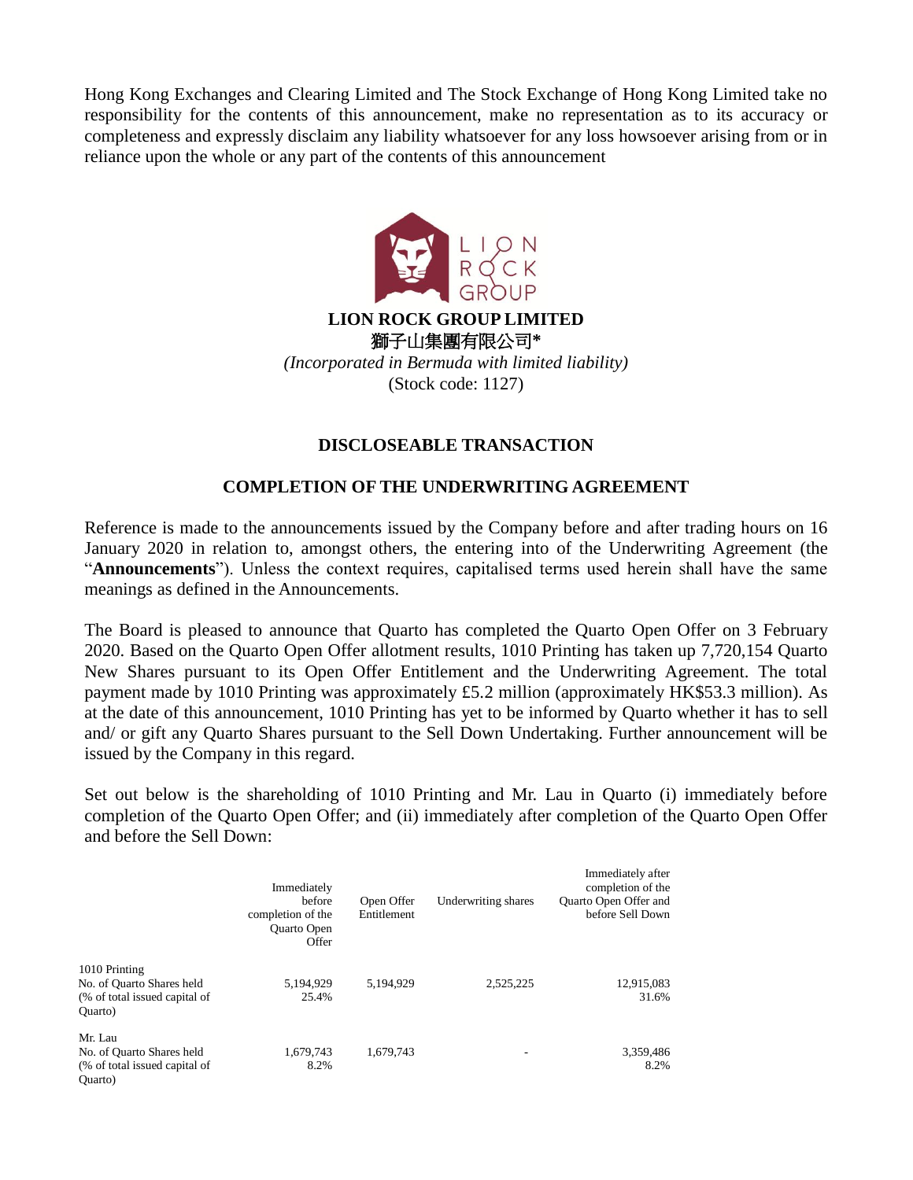Hong Kong Exchanges and Clearing Limited and The Stock Exchange of Hong Kong Limited take no responsibility for the contents of this announcement, make no representation as to its accuracy or completeness and expressly disclaim any liability whatsoever for any loss howsoever arising from or in reliance upon the whole or any part of the contents of this announcement

**LION ROCK GROUP LIMITED**

**獅子山集團有限公司\***

*(Incorporated in Bermuda with limited liability)*

(Stock code: 1127)

## DISCLOSEABLE TRANSACTION

## COMPLETION OF THE UNDERWRITING AGREEMENT

Reference is made to the announcements issued by the Company before and after trading hours on 16 January 2020 in relation to, amongst others, the entering into of the Underwriting Agreement (the "**Announcements**"). Unless the context requires, capitalised terms used herein shall have the same meanings as defined in the Announcements.

The Board is pleased to announce that Quarto has completed the Quarto Open Offer on 3 February 2020. Based on the Quarto Open Offer allotment results, 1010 Printing has taken up 7,720,154 Quarto New Shares pursuant to its Open Offer Entitlement and the Underwriting Agreement. The total payment made by 1010 Printing was approximately £5.2 million (approximately HK$53.3 million). As at the date of this announcement, 1010 Printing has yet to be informed by Quarto whether it has to sell and/ or gift any Quarto Shares pursuant to the Sell Down Undertaking. Further announcement will be issued by the Company in this regard.

Set out below is the shareholding of 1010 Printing and Mr. Lau in Quarto (i) immediately before completion of the Quarto Open Offer; and (ii) immediately after completion of the Quarto Open Offer and before the Sell Down:

| | Immediately before completion of the Quarto Open Offer | Open Offer Entitlement | Underwriting shares | Immediately after completion of the Quarto Open Offer and before Sell Down |
|---|---|---|---|---|
| 1010 Printing | | | | |
| No. of Quarto Shares held | 5,194,929 | 5,194,929 | 2,525,225 | 12,915,083 |
| (% of total issued capital of Quarto) | 25.4% | | | 31.6% |
| Mr. Lau | | | | |
| No. of Quarto Shares held | 1,679,743 | 1,679,743 | - | 3,359,486 |
| (% of total issued capital of Quarto) | 8.2% | | | 8.2% |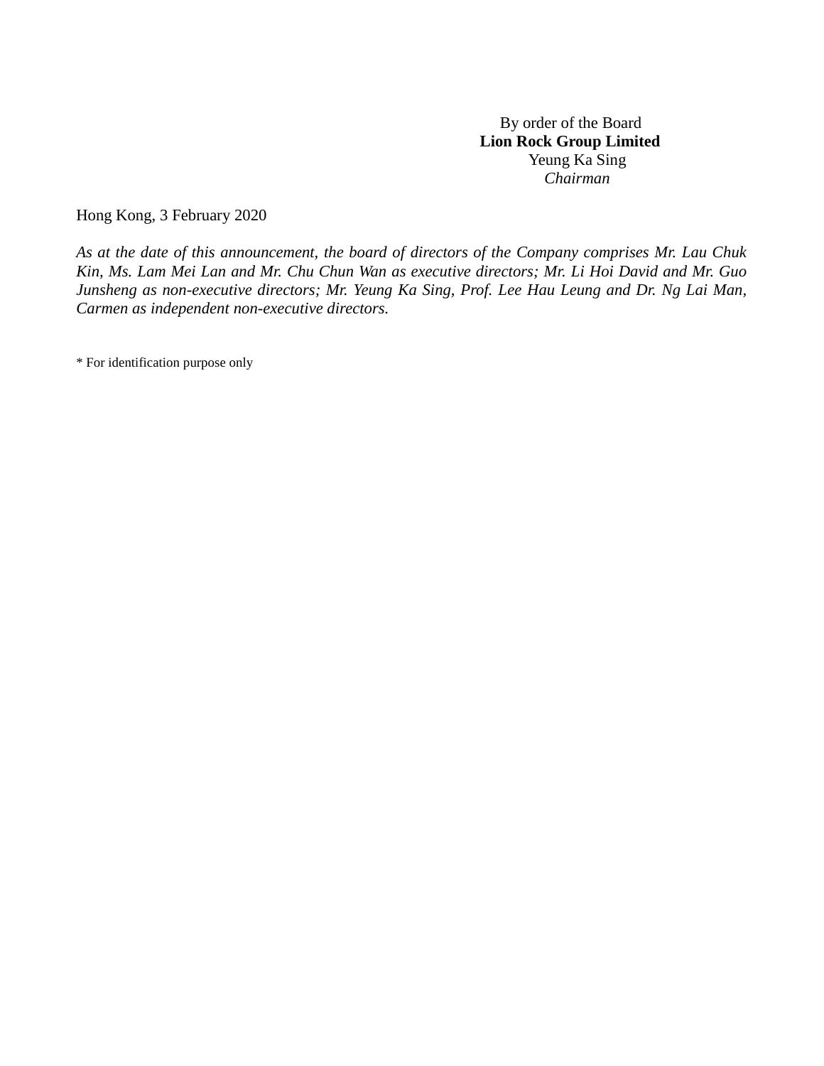By order of the Board
**Lion Rock Group Limited**
Yeung Ka Sing
*Chairman*

Hong Kong, 3 February 2020

*As at the date of this announcement, the board of directors of the Company comprises Mr. Lau Chuk Kin, Ms. Lam Mei Lan and Mr. Chu Chun Wan as executive directors; Mr. Li Hoi David and Mr. Guo Junsheng as non-executive directors; Mr. Yeung Ka Sing, Prof. Lee Hau Leung and Dr. Ng Lai Man, Carmen as independent non-executive directors.*

* For identification purpose only